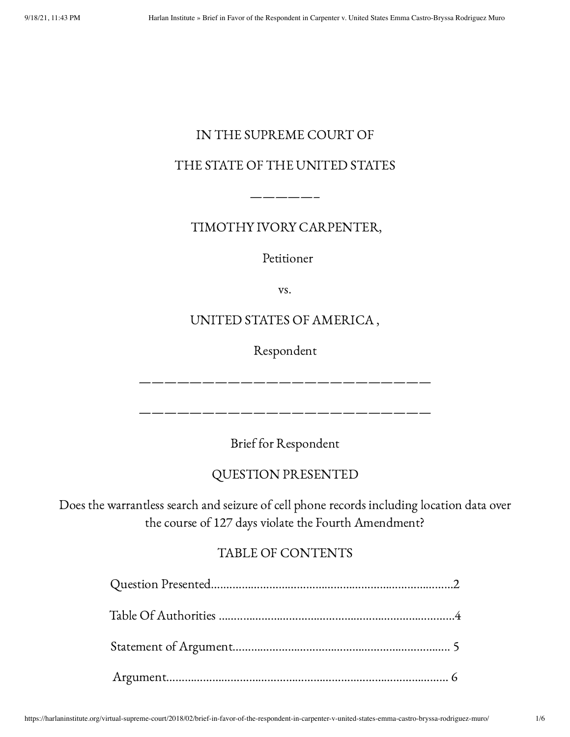IN THE SUPREME COURT OF

THE STATE OF THE UNITED STATES

——————

TIMOTHY IVORY CARPENTER,

Petitioner

vs.

UNITED STATES OF AMERICA ,

Respondent

——————————————————————————

——————————————————————————

Brief for Respondent

QUESTION PRESENTED

Does the warrantless search and seizure of cell phone records including location data over the course of 127 days violate the Fourth Amendment?

TABLE OF CONTENTS

Question Presented……………………………………………………………………2

Table Of Authorities ……………………………………………………………………4

Statement of Argument……………………………………………………………… 5

Argument……………………………………………………………………………… 6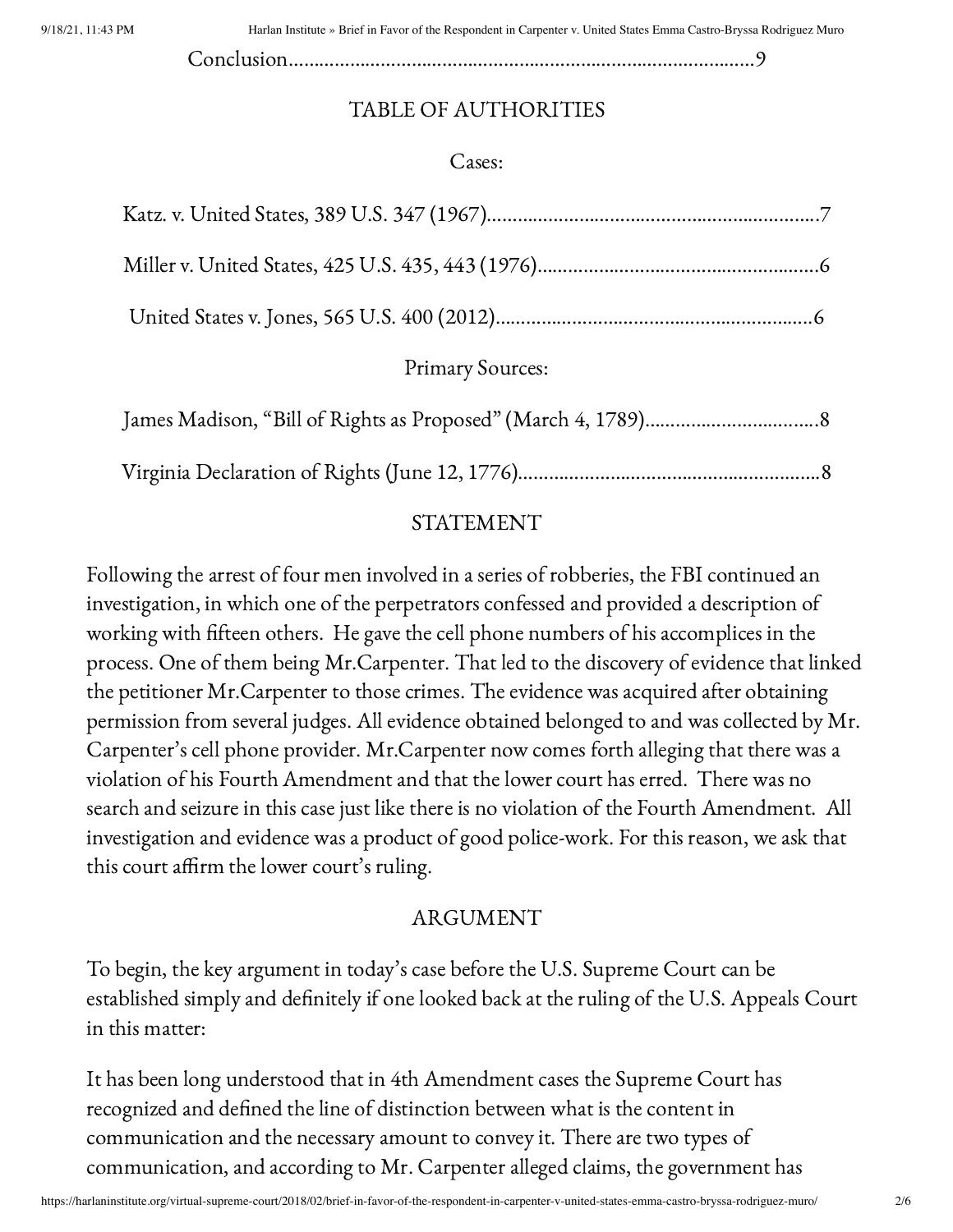Conclusion…………………………………………………………………………………9

## TABLE OF AUTHORITIES

Cases:

Katz. v. United States, 389 U.S. 347 (1967)…………………………………………………………7

Miller v. United States, 425 U.S. 435, 443 (1976)……………………………………………………6

United States v. Jones, 565 U.S. 400 (2012)…………………………………………………………6

Primary Sources:

James Madison, "Bill of Rights as Proposed" (March 4, 1789)……………………………………8

Virginia Declaration of Rights (June 12, 1776)………………………………………………………8

## STATEMENT

Following the arrest of four men involved in a series of robberies, the FBI continued an investigation, in which one of the perpetrators confessed and provided a description of working with fifteen others. He gave the cell phone numbers of his accomplices in the process. One of them being Mr.Carpenter. That led to the discovery of evidence that linked the petitioner Mr.Carpenter to those crimes. The evidence was acquired after obtaining permission from several judges. All evidence obtained belonged to and was collected by Mr. Carpenter's cell phone provider. Mr.Carpenter now comes forth alleging that there was a violation of his Fourth Amendment and that the lower court has erred. There was no search and seizure in this case just like there is no violation of the Fourth Amendment. All investigation and evidence was a product of good police-work. For this reason, we ask that this court affirm the lower court's ruling.

## ARGUMENT

To begin, the key argument in today's case before the U.S. Supreme Court can be established simply and definitely if one looked back at the ruling of the U.S. Appeals Court in this matter:

It has been long understood that in 4th Amendment cases the Supreme Court has recognized and defined the line of distinction between what is the content in communication and the necessary amount to convey it. There are two types of communication, and according to Mr. Carpenter alleged claims, the government has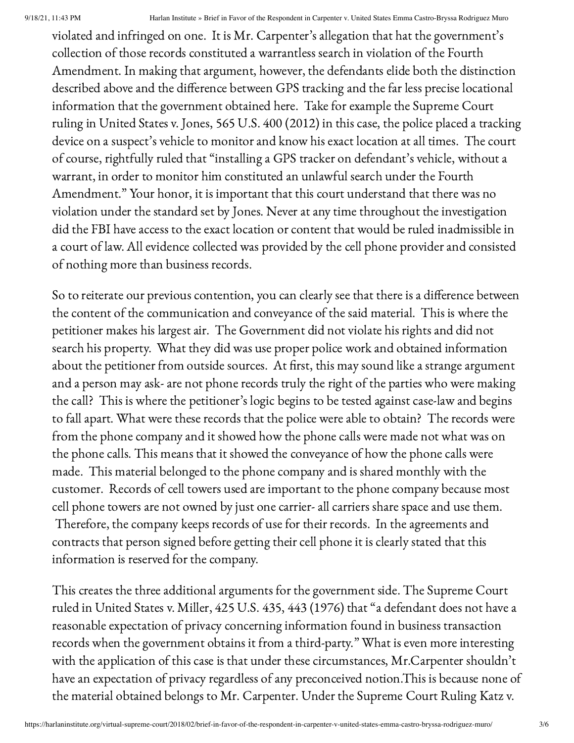violated and infringed on one. It is Mr. Carpenter's allegation that hat the government's collection of those records constituted a warrantless search in violation of the Fourth Amendment. In making that argument, however, the defendants elide both the distinction described above and the difference between GPS tracking and the far less precise locational information that the government obtained here. Take for example the Supreme Court ruling in United States v. Jones, 565 U.S. 400 (2012) in this case, the police placed a tracking device on a suspect's vehicle to monitor and know his exact location at all times. The court of course, rightfully ruled that "installing a GPS tracker on defendant's vehicle, without a warrant, in order to monitor him constituted an unlawful search under the Fourth Amendment." Your honor, it is important that this court understand that there was no violation under the standard set by Jones. Never at any time throughout the investigation did the FBI have access to the exact location or content that would be ruled inadmissible in a court of law. All evidence collected was provided by the cell phone provider and consisted of nothing more than business records.

So to reiterate our previous contention, you can clearly see that there is a difference between the content of the communication and conveyance of the said material. This is where the petitioner makes his largest air. The Government did not violate his rights and did not search his property. What they did was use proper police work and obtained information about the petitioner from outside sources. At first, this may sound like a strange argument and a person may ask- are not phone records truly the right of the parties who were making the call? This is where the petitioner's logic begins to be tested against case-law and begins to fall apart. What were these records that the police were able to obtain? The records were from the phone company and it showed how the phone calls were made not what was on the phone calls. This means that it showed the conveyance of how the phone calls were made. This material belonged to the phone company and is shared monthly with the customer. Records of cell towers used are important to the phone company because most cell phone towers are not owned by just one carrier- all carriers share space and use them. Therefore, the company keeps records of use for their records. In the agreements and contracts that person signed before getting their cell phone it is clearly stated that this information is reserved for the company.

This creates the three additional arguments for the government side. The Supreme Court ruled in United States v. Miller, 425 U.S. 435, 443 (1976) that "a defendant does not have a reasonable expectation of privacy concerning information found in business transaction records when the government obtains it from a third-party." What is even more interesting with the application of this case is that under these circumstances, Mr.Carpenter shouldn't have an expectation of privacy regardless of any preconceived notion.This is because none of the material obtained belongs to Mr. Carpenter. Under the Supreme Court Ruling Katz v.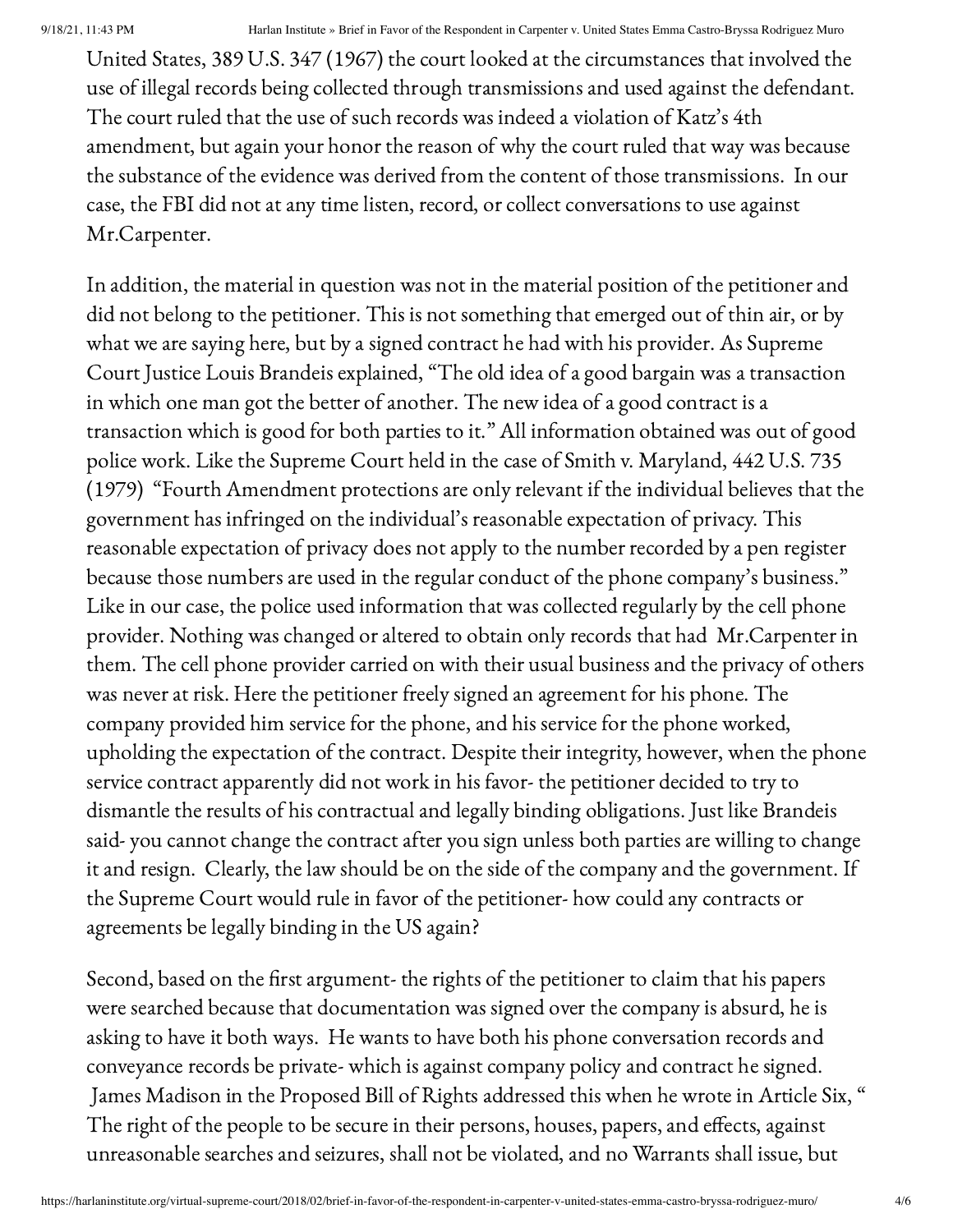United States, 389 U.S. 347 (1967) the court looked at the circumstances that involved the use of illegal records being collected through transmissions and used against the defendant. The court ruled that the use of such records was indeed a violation of Katz's 4th amendment, but again your honor the reason of why the court ruled that way was because the substance of the evidence was derived from the content of those transmissions. In our case, the FBI did not at any time listen, record, or collect conversations to use against Mr.Carpenter.

In addition, the material in question was not in the material position of the petitioner and did not belong to the petitioner. This is not something that emerged out of thin air, or by what we are saying here, but by a signed contract he had with his provider. As Supreme Court Justice Louis Brandeis explained, "The old idea of a good bargain was a transaction in which one man got the better of another. The new idea of a good contract is a transaction which is good for both parties to it." All information obtained was out of good police work. Like the Supreme Court held in the case of Smith v. Maryland, 442 U.S. 735 (1979) "Fourth Amendment protections are only relevant if the individual believes that the government has infringed on the individual's reasonable expectation of privacy. This reasonable expectation of privacy does not apply to the number recorded by a pen register because those numbers are used in the regular conduct of the phone company's business." Like in our case, the police used information that was collected regularly by the cell phone provider. Nothing was changed or altered to obtain only records that had Mr.Carpenter in them. The cell phone provider carried on with their usual business and the privacy of others was never at risk. Here the petitioner freely signed an agreement for his phone. The company provided him service for the phone, and his service for the phone worked, upholding the expectation of the contract. Despite their integrity, however, when the phone service contract apparently did not work in his favor- the petitioner decided to try to dismantle the results of his contractual and legally binding obligations. Just like Brandeis said- you cannot change the contract after you sign unless both parties are willing to change it and resign. Clearly, the law should be on the side of the company and the government. If the Supreme Court would rule in favor of the petitioner- how could any contracts or agreements be legally binding in the US again?

Second, based on the first argument- the rights of the petitioner to claim that his papers were searched because that documentation was signed over the company is absurd, he is asking to have it both ways. He wants to have both his phone conversation records and conveyance records be private- which is against company policy and contract he signed. James Madison in the Proposed Bill of Rights addressed this when he wrote in Article Six, " The right of the people to be secure in their persons, houses, papers, and effects, against unreasonable searches and seizures, shall not be violated, and no Warrants shall issue, but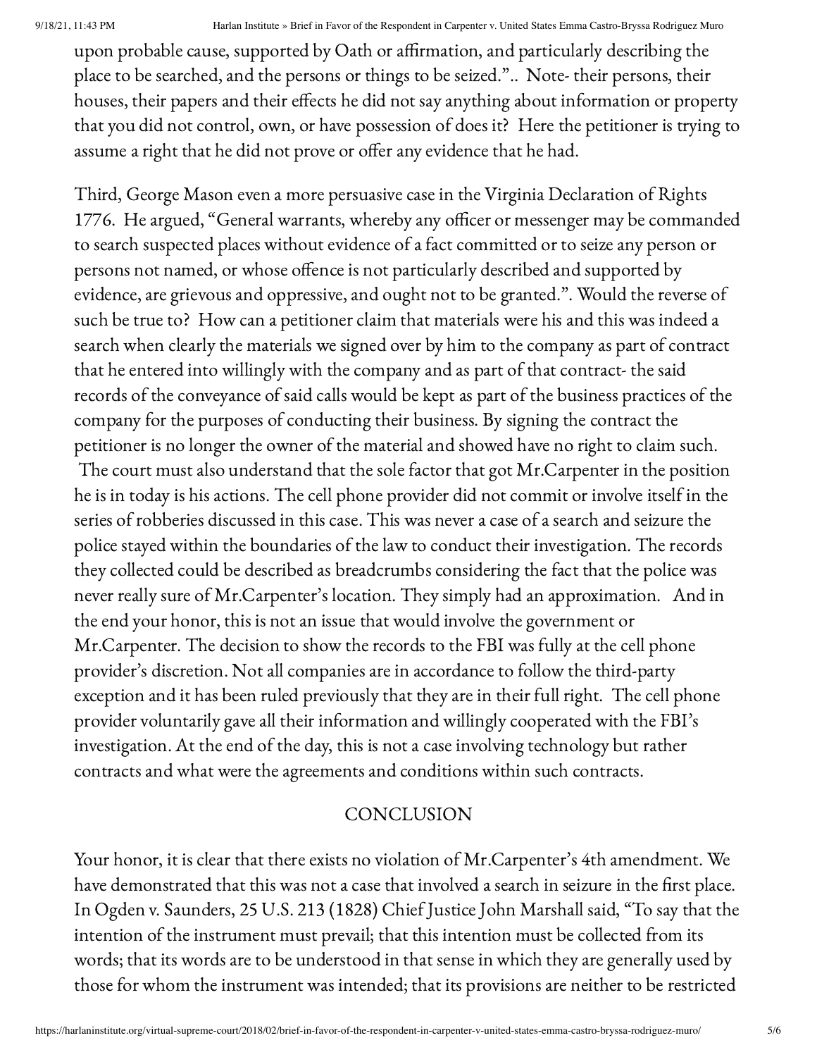upon probable cause, supported by Oath or affirmation, and particularly describing the place to be searched, and the persons or things to be seized.".. Note- their persons, their houses, their papers and their effects he did not say anything about information or property that you did not control, own, or have possession of does it? Here the petitioner is trying to assume a right that he did not prove or offer any evidence that he had.

Third, George Mason even a more persuasive case in the Virginia Declaration of Rights 1776. He argued, "General warrants, whereby any officer or messenger may be commanded to search suspected places without evidence of a fact committed or to seize any person or persons not named, or whose offence is not particularly described and supported by evidence, are grievous and oppressive, and ought not to be granted.". Would the reverse of such be true to? How can a petitioner claim that materials were his and this was indeed a search when clearly the materials we signed over by him to the company as part of contract that he entered into willingly with the company and as part of that contract- the said records of the conveyance of said calls would be kept as part of the business practices of the company for the purposes of conducting their business. By signing the contract the petitioner is no longer the owner of the material and showed have no right to claim such. The court must also understand that the sole factor that got Mr.Carpenter in the position he is in today is his actions. The cell phone provider did not commit or involve itself in the series of robberies discussed in this case. This was never a case of a search and seizure the police stayed within the boundaries of the law to conduct their investigation. The records they collected could be described as breadcrumbs considering the fact that the police was never really sure of Mr.Carpenter's location. They simply had an approximation. And in the end your honor, this is not an issue that would involve the government or Mr.Carpenter. The decision to show the records to the FBI was fully at the cell phone provider's discretion. Not all companies are in accordance to follow the third-party exception and it has been ruled previously that they are in their full right. The cell phone provider voluntarily gave all their information and willingly cooperated with the FBI's investigation. At the end of the day, this is not a case involving technology but rather contracts and what were the agreements and conditions within such contracts.

## CONCLUSION

Your honor, it is clear that there exists no violation of Mr.Carpenter's 4th amendment. We have demonstrated that this was not a case that involved a search in seizure in the first place. In Ogden v. Saunders, 25 U.S. 213 (1828) Chief Justice John Marshall said, "To say that the intention of the instrument must prevail; that this intention must be collected from its words; that its words are to be understood in that sense in which they are generally used by those for whom the instrument was intended; that its provisions are neither to be restricted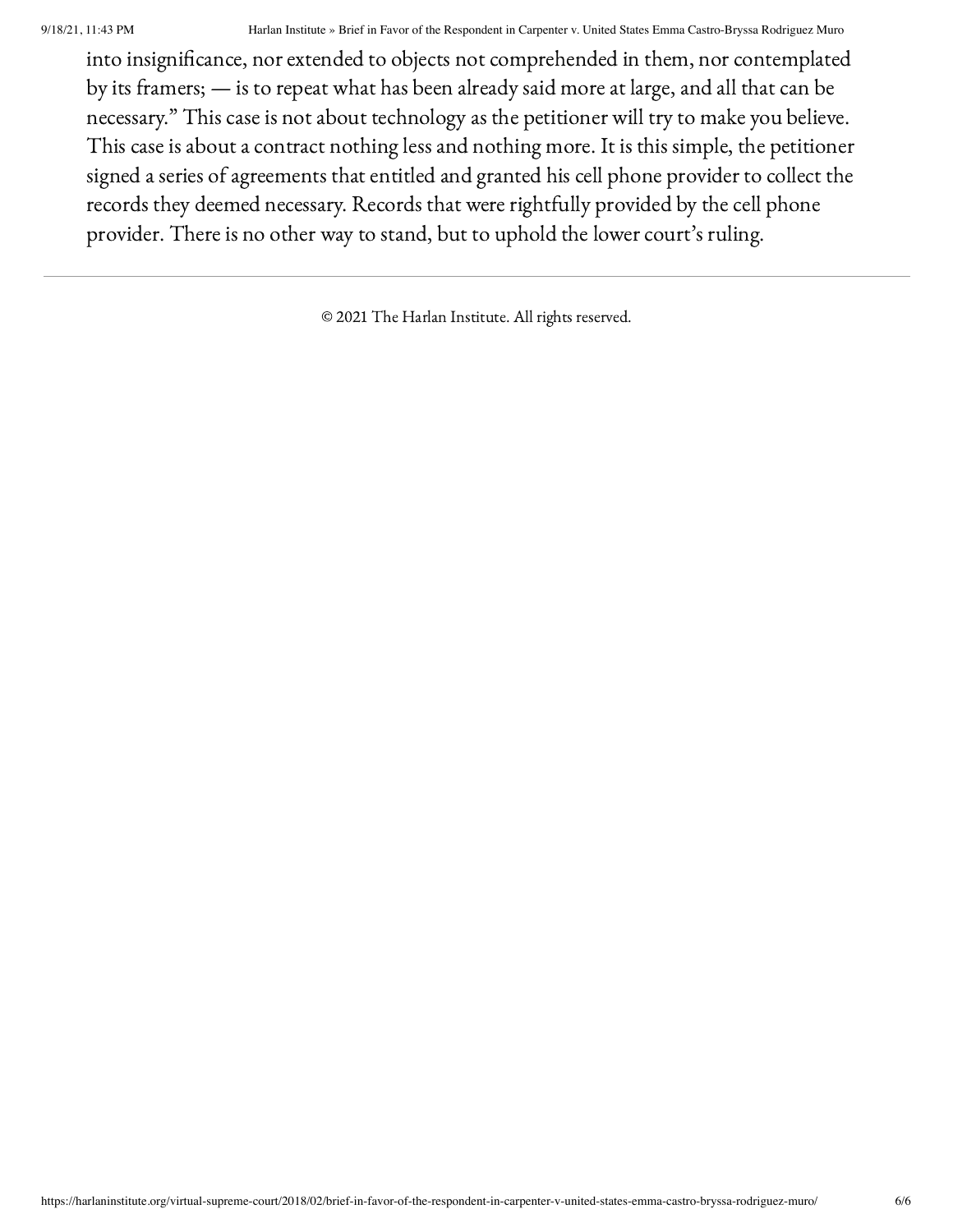into insignificance, nor extended to objects not comprehended in them, nor contemplated by its framers; — is to repeat what has been already said more at large, and all that can be necessary." This case is not about technology as the petitioner will try to make you believe. This case is about a contract nothing less and nothing more. It is this simple, the petitioner signed a series of agreements that entitled and granted his cell phone provider to collect the records they deemed necessary. Records that were rightfully provided by the cell phone provider. There is no other way to stand, but to uphold the lower court's ruling.

---

© 2021 The Harlan Institute. All rights reserved.